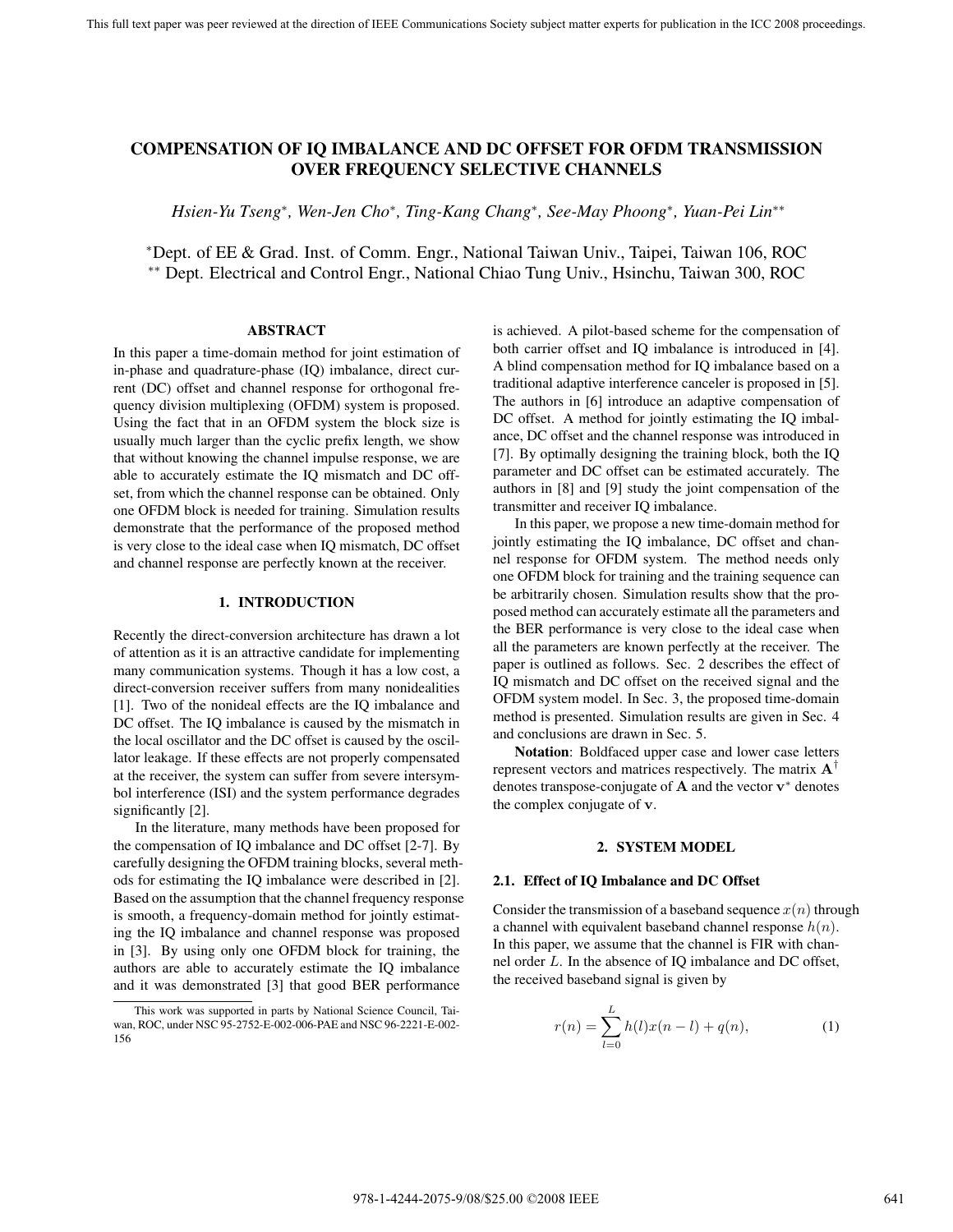# COMPENSATION OF IQ IMBALANCE AND DC OFFSET FOR OFDM TRANSMISSION OVER FREQUENCY SELECTIVE CHANNELS

*Hsien-Yu Tseng*[*]*, Wen-Jen Cho*[*]*, Ting-Kang Chang*[*]*, See-May Phoong*[*]*, Yuan-Pei Lin*[**]

[*]Dept. of EE & Grad. Inst. of Comm. Engr., National Taiwan Univ., Taipei, Taiwan 106, ROC
[**] Dept. Electrical and Control Engr., National Chiao Tung Univ., Hsinchu, Taiwan 300, ROC

## ABSTRACT

In this paper a time-domain method for joint estimation of in-phase and quadrature-phase (IQ) imbalance, direct current (DC) offset and channel response for orthogonal frequency division multiplexing (OFDM) system is proposed. Using the fact that in an OFDM system the block size is usually much larger than the cyclic prefix length, we show that without knowing the channel impulse response, we are able to accurately estimate the IQ mismatch and DC offset, from which the channel response can be obtained. Only one OFDM block is needed for training. Simulation results demonstrate that the performance of the proposed method is very close to the ideal case when IQ mismatch, DC offset and channel response are perfectly known at the receiver.

## 1. INTRODUCTION

Recently the direct-conversion architecture has drawn a lot of attention as it is an attractive candidate for implementing many communication systems. Though it has a low cost, a direct-conversion receiver suffers from many nonidealities [1]. Two of the nonideal effects are the IQ imbalance and DC offset. The IQ imbalance is caused by the mismatch in the local oscillator and the DC offset is caused by the oscillator leakage. If these effects are not properly compensated at the receiver, the system can suffer from severe intersymbol interference (ISI) and the system performance degrades significantly [2].

In the literature, many methods have been proposed for the compensation of IQ imbalance and DC offset [2-7]. By carefully designing the OFDM training blocks, several methods for estimating the IQ imbalance were described in [2]. Based on the assumption that the channel frequency response is smooth, a frequency-domain method for jointly estimating the IQ imbalance and channel response was proposed in [3]. By using only one OFDM block for training, the authors are able to accurately estimate the IQ imbalance and it was demonstrated [3] that good BER performance is achieved. A pilot-based scheme for the compensation of both carrier offset and IQ imbalance is introduced in [4]. A blind compensation method for IQ imbalance based on a traditional adaptive interference canceler is proposed in [5]. The authors in [6] introduce an adaptive compensation of DC offset. A method for jointly estimating the IQ imbalance, DC offset and the channel response was introduced in [7]. By optimally designing the training block, both the IQ parameter and DC offset can be estimated accurately. The authors in [8] and [9] study the joint compensation of the transmitter and receiver IQ imbalance.

In this paper, we propose a new time-domain method for jointly estimating the IQ imbalance, DC offset and channel response for OFDM system. The method needs only one OFDM block for training and the training sequence can be arbitrarily chosen. Simulation results show that the proposed method can accurately estimate all the parameters and the BER performance is very close to the ideal case when all the parameters are known perfectly at the receiver. The paper is outlined as follows. Sec. 2 describes the effect of IQ mismatch and DC offset on the received signal and the OFDM system model. In Sec. 3, the proposed time-domain method is presented. Simulation results are given in Sec. 4 and conclusions are drawn in Sec. 5.

**Notation**: Boldfaced upper case and lower case letters represent vectors and matrices respectively. The matrix $\mathbf{A}^\dagger$ denotes transpose-conjugate of $\mathbf{A}$ and the vector $\mathbf{v}^*$ denotes the complex conjugate of $\mathbf{v}$.

## 2. SYSTEM MODEL

### 2.1. Effect of IQ Imbalance and DC Offset

Consider the transmission of a baseband sequence $x(n)$ through a channel with equivalent baseband channel response $h(n)$. In this paper, we assume that the channel is FIR with channel order $L$. In the absence of IQ imbalance and DC offset, the received baseband signal is given by

$$r(n) = \sum_{l=0}^{L} h(l)x(n-l) + q(n), \tag{1}$$

This work was supported in parts by National Science Council, Taiwan, ROC, under NSC 95-2752-E-002-006-PAE and NSC 96-2221-E-002-156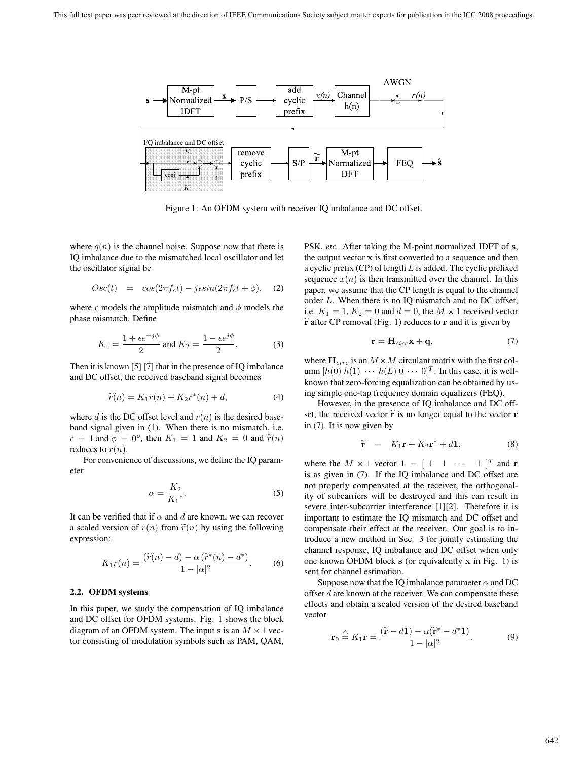Figure 1: An OFDM system with receiver IQ imbalance and DC offset.

where $q(n)$ is the channel noise. Suppose now that there is IQ imbalance due to the mismatched local oscillator and let the oscillator signal be

$$Osc(t) = cos(2\pi f_c t) - j\epsilon sin(2\pi f_c t + \phi), \quad (2)$$

where $\epsilon$ models the amplitude mismatch and $\phi$ models the phase mismatch. Define

$$K_1 = \frac{1 + \epsilon e^{-j\phi}}{2} \text{ and } K_2 = \frac{1 - \epsilon e^{j\phi}}{2}. \quad (3)$$

Then it is known [5] [7] that in the presence of IQ imbalance and DC offset, the received baseband signal becomes

$$\widetilde{r}(n) = K_1 r(n) + K_2 r^*(n) + d, \quad (4)$$

where $d$ is the DC offset level and $r(n)$ is the desired baseband signal given in (1). When there is no mismatch, i.e. $\epsilon = 1$ and $\phi = 0^o$, then $K_1 = 1$ and $K_2 = 0$ and $\widetilde{r}(n)$ reduces to $r(n)$.

For convenience of discussions, we define the IQ parameter

$$\alpha = \frac{K_2}{K_1^*}. \quad (5)$$

It can be verified that if $\alpha$ and $d$ are known, we can recover a scaled version of $r(n)$ from $\widetilde{r}(n)$ by using the following expression:

$$K_1 r(n) = \frac{(\widetilde{r}(n) - d) - \alpha\left(\widetilde{r}^*(n) - d^*\right)}{1 - |\alpha|^2}. \quad (6)$$

### 2.2. OFDM systems

In this paper, we study the compensation of IQ imbalance and DC offset for OFDM systems. Fig. 1 shows the block diagram of an OFDM system. The input $\mathbf{s}$ is an $M \times 1$ vector consisting of modulation symbols such as PAM, QAM, PSK, *etc.* After taking the M-point normalized IDFT of $\mathbf{s}$, the output vector $\mathbf{x}$ is first converted to a sequence and then a cyclic prefix (CP) of length $L$ is added. The cyclic prefixed sequence $x(n)$ is then transmitted over the channel. In this paper, we assume that the CP length is equal to the channel order $L$. When there is no IQ mismatch and no DC offset, i.e. $K_1 = 1$, $K_2 = 0$ and $d = 0$, the $M \times 1$ received vector $\widetilde{\mathbf{r}}$ after CP removal (Fig. 1) reduces to $\mathbf{r}$ and it is given by

$$\mathbf{r} = \mathbf{H}_{circ}\mathbf{x} + \mathbf{q}, \quad (7)$$

where $\mathbf{H}_{circ}$ is an $M \times M$ circulant matrix with the first column $[h(0)\ h(1)\ \cdots\ h(L)\ 0\ \cdots\ 0]^T$. In this case, it is well-known that zero-forcing equalization can be obtained by using simple one-tap frequency domain equalizers (FEQ).

However, in the presence of IQ imbalance and DC offset, the received vector $\widetilde{\mathbf{r}}$ is no longer equal to the vector $\mathbf{r}$ in (7). It is now given by

$$\widetilde{\mathbf{r}} = K_1\mathbf{r} + K_2\mathbf{r}^* + d\mathbf{1}, \quad (8)$$

where the $M \times 1$ vector $\mathbf{1} = [\ 1 \quad 1 \quad \cdots \quad 1\ ]^T$ and $\mathbf{r}$ is as given in (7). If the IQ imbalance and DC offset are not properly compensated at the receiver, the orthogonality of subcarriers will be destroyed and this can result in severe inter-subcarrier interference [1][2]. Therefore it is important to estimate the IQ mismatch and DC offset and compensate their effect at the receiver. Our goal is to introduce a new method in Sec. 3 for jointly estimating the channel response, IQ imbalance and DC offset when only one known OFDM block $\mathbf{s}$ (or equivalently $\mathbf{x}$ in Fig. 1) is sent for channel estimation.

Suppose now that the IQ imbalance parameter $\alpha$ and DC offset $d$ are known at the receiver. We can compensate these effects and obtain a scaled version of the desired baseband vector

$$\mathbf{r}_0 \triangleq K_1\mathbf{r} = \frac{(\widetilde{\mathbf{r}} - d\mathbf{1}) - \alpha(\widetilde{\mathbf{r}}^* - d^*\mathbf{1})}{1 - |\alpha|^2}. \quad (9)$$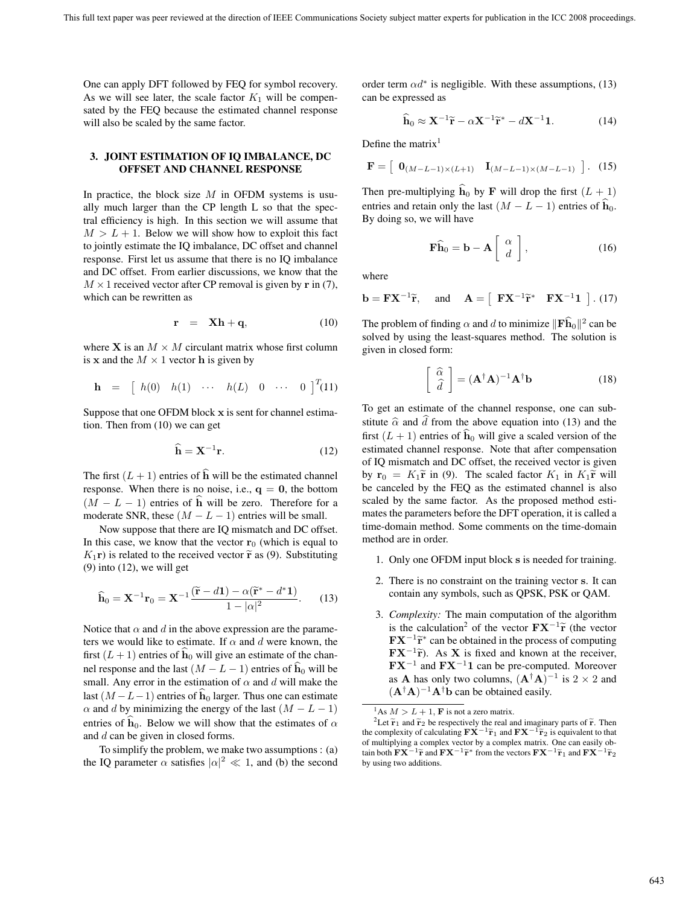One can apply DFT followed by FEQ for symbol recovery. As we will see later, the scale factor $K_1$ will be compensated by the FEQ because the estimated channel response will also be scaled by the same factor.

## 3. JOINT ESTIMATION OF IQ IMBALANCE, DC OFFSET AND CHANNEL RESPONSE

In practice, the block size $M$ in OFDM systems is usually much larger than the CP length L so that the spectral efficiency is high. In this section we will assume that $M > L + 1$. Below we will show how to exploit this fact to jointly estimate the IQ imbalance, DC offset and channel response. First let us assume that there is no IQ imbalance and DC offset. From earlier discussions, we know that the $M \times 1$ received vector after CP removal is given by $\mathbf{r}$ in (7), which can be rewritten as

$$\mathbf{r} = \mathbf{X}\mathbf{h} + \mathbf{q}, \tag{10}$$

where $\mathbf{X}$ is an $M \times M$ circulant matrix whose first column is $\mathbf{x}$ and the $M \times 1$ vector $\mathbf{h}$ is given by

$$\mathbf{h} = \begin{bmatrix} h(0) & h(1) & \cdots & h(L) & 0 & \cdots & 0 \end{bmatrix}^T \tag{11}$$

Suppose that one OFDM block $\mathbf{x}$ is sent for channel estimation. Then from (10) we can get

$$\widehat{\mathbf{h}} = \mathbf{X}^{-1}\mathbf{r}. \tag{12}$$

The first $(L + 1)$ entries of $\widehat{\mathbf{h}}$ will be the estimated channel response. When there is no noise, i.e., $\mathbf{q} = \mathbf{0}$, the bottom $(M - L - 1)$ entries of $\widehat{\mathbf{h}}$ will be zero. Therefore for a moderate SNR, these $(M - L - 1)$ entries will be small.

Now suppose that there are IQ mismatch and DC offset. In this case, we know that the vector $\mathbf{r}_0$ (which is equal to $K_1\mathbf{r}$) is related to the received vector $\widetilde{\mathbf{r}}$ as (9). Substituting (9) into (12), we will get

$$\widehat{\mathbf{h}}_0 = \mathbf{X}^{-1}\mathbf{r}_0 = \mathbf{X}^{-1}\frac{(\widetilde{\mathbf{r}} - d\mathbf{1}) - \alpha(\widetilde{\mathbf{r}}^* - d^*\mathbf{1})}{1 - |\alpha|^2}. \tag{13}$$

Notice that $\alpha$ and $d$ in the above expression are the parameters we would like to estimate. If $\alpha$ and $d$ were known, the first $(L + 1)$ entries of $\widehat{\mathbf{h}}_0$ will give an estimate of the channel response and the last $(M - L - 1)$ entries of $\widehat{\mathbf{h}}_0$ will be small. Any error in the estimation of $\alpha$ and $d$ will make the last $(M - L - 1)$ entries of $\widehat{\mathbf{h}}_0$ larger. Thus one can estimate $\alpha$ and $d$ by minimizing the energy of the last $(M - L - 1)$ entries of $\widehat{\mathbf{h}}_0$. Below we will show that the estimates of $\alpha$ and $d$ can be given in closed forms.

To simplify the problem, we make two assumptions : (a) the IQ parameter $\alpha$ satisfies $|\alpha|^2 \ll 1$, and (b) the second order term $\alpha d^*$ is negligible. With these assumptions, (13) can be expressed as

$$\widehat{\mathbf{h}}_0 \approx \mathbf{X}^{-1}\widetilde{\mathbf{r}} - \alpha\mathbf{X}^{-1}\widetilde{\mathbf{r}}^* - d\mathbf{X}^{-1}\mathbf{1}. \tag{14}$$

Define the matrix[1]

$$\mathbf{F} = \begin{bmatrix} \mathbf{0}_{(M-L-1)\times(L+1)} & \mathbf{I}_{(M-L-1)\times(M-L-1)} \end{bmatrix}. \tag{15}$$

Then pre-multiplying $\widehat{\mathbf{h}}_0$ by $\mathbf{F}$ will drop the first $(L + 1)$ entries and retain only the last $(M - L - 1)$ entries of $\widehat{\mathbf{h}}_0$. By doing so, we will have

$$\mathbf{F}\widehat{\mathbf{h}}_0 = \mathbf{b} - \mathbf{A}\begin{bmatrix} \alpha \\ d \end{bmatrix}, \tag{16}$$

where

$$\mathbf{b} = \mathbf{F}\mathbf{X}^{-1}\widetilde{\mathbf{r}}, \quad \text{and} \quad \mathbf{A} = \begin{bmatrix} \mathbf{F}\mathbf{X}^{-1}\widetilde{\mathbf{r}}^* & \mathbf{F}\mathbf{X}^{-1}\mathbf{1} \end{bmatrix}. \tag{17}$$

The problem of finding $\alpha$ and $d$ to minimize $\|\mathbf{F}\widehat{\mathbf{h}}_0\|^2$ can be solved by using the least-squares method. The solution is given in closed form:

$$\begin{bmatrix} \widehat{\alpha} \\ \widehat{d} \end{bmatrix} = (\mathbf{A}^\dagger\mathbf{A})^{-1}\mathbf{A}^\dagger\mathbf{b} \tag{18}$$

To get an estimate of the channel response, one can substitute $\widehat{\alpha}$ and $\widehat{d}$ from the above equation into (13) and the first $(L + 1)$ entries of $\widehat{\mathbf{h}}_0$ will give a scaled version of the estimated channel response. Note that after compensation of IQ mismatch and DC offset, the received vector is given by $\mathbf{r}_0 = K_1\widetilde{\mathbf{r}}$ in (9). The scaled factor $K_1$ in $K_1\widetilde{\mathbf{r}}$ will be canceled by the FEQ as the estimated channel is also scaled by the same factor. As the proposed method estimates the parameters before the DFT operation, it is called a time-domain method. Some comments on the time-domain method are in order.

1. Only one OFDM input block $\mathbf{s}$ is needed for training.
2. There is no constraint on the training vector $\mathbf{s}$. It can contain any symbols, such as QPSK, PSK or QAM.
3. *Complexity:* The main computation of the algorithm is the calculation[2] of the vector $\mathbf{F}\mathbf{X}^{-1}\widetilde{\mathbf{r}}$ (the vector $\mathbf{F}\mathbf{X}^{-1}\widetilde{\mathbf{r}}^*$ can be obtained in the process of computing $\mathbf{F}\mathbf{X}^{-1}\widetilde{\mathbf{r}}$). As $\mathbf{X}$ is fixed and known at the receiver, $\mathbf{F}\mathbf{X}^{-1}$ and $\mathbf{F}\mathbf{X}^{-1}\mathbf{1}$ can be pre-computed. Moreover as $\mathbf{A}$ has only two columns, $(\mathbf{A}^\dagger\mathbf{A})^{-1}$ is $2 \times 2$ and $(\mathbf{A}^\dagger\mathbf{A})^{-1}\mathbf{A}^\dagger\mathbf{b}$ can be obtained easily.

---

[1] As $M > L + 1$, $\mathbf{F}$ is not a zero matrix.

[2] Let $\widetilde{\mathbf{r}}_1$ and $\widetilde{\mathbf{r}}_2$ be respectively the real and imaginary parts of $\widetilde{\mathbf{r}}$. Then the complexity of calculating $\mathbf{F}\mathbf{X}^{-1}\widetilde{\mathbf{r}}_1$ and $\mathbf{F}\mathbf{X}^{-1}\widetilde{\mathbf{r}}_2$ is equivalent to that of multiplying a complex vector by a complex matrix. One can easily obtain both $\mathbf{F}\mathbf{X}^{-1}\widetilde{\mathbf{r}}$ and $\mathbf{F}\mathbf{X}^{-1}\widetilde{\mathbf{r}}^*$ from the vectors $\mathbf{F}\mathbf{X}^{-1}\widetilde{\mathbf{r}}_1$ and $\mathbf{F}\mathbf{X}^{-1}\widetilde{\mathbf{r}}_2$ by using two additions.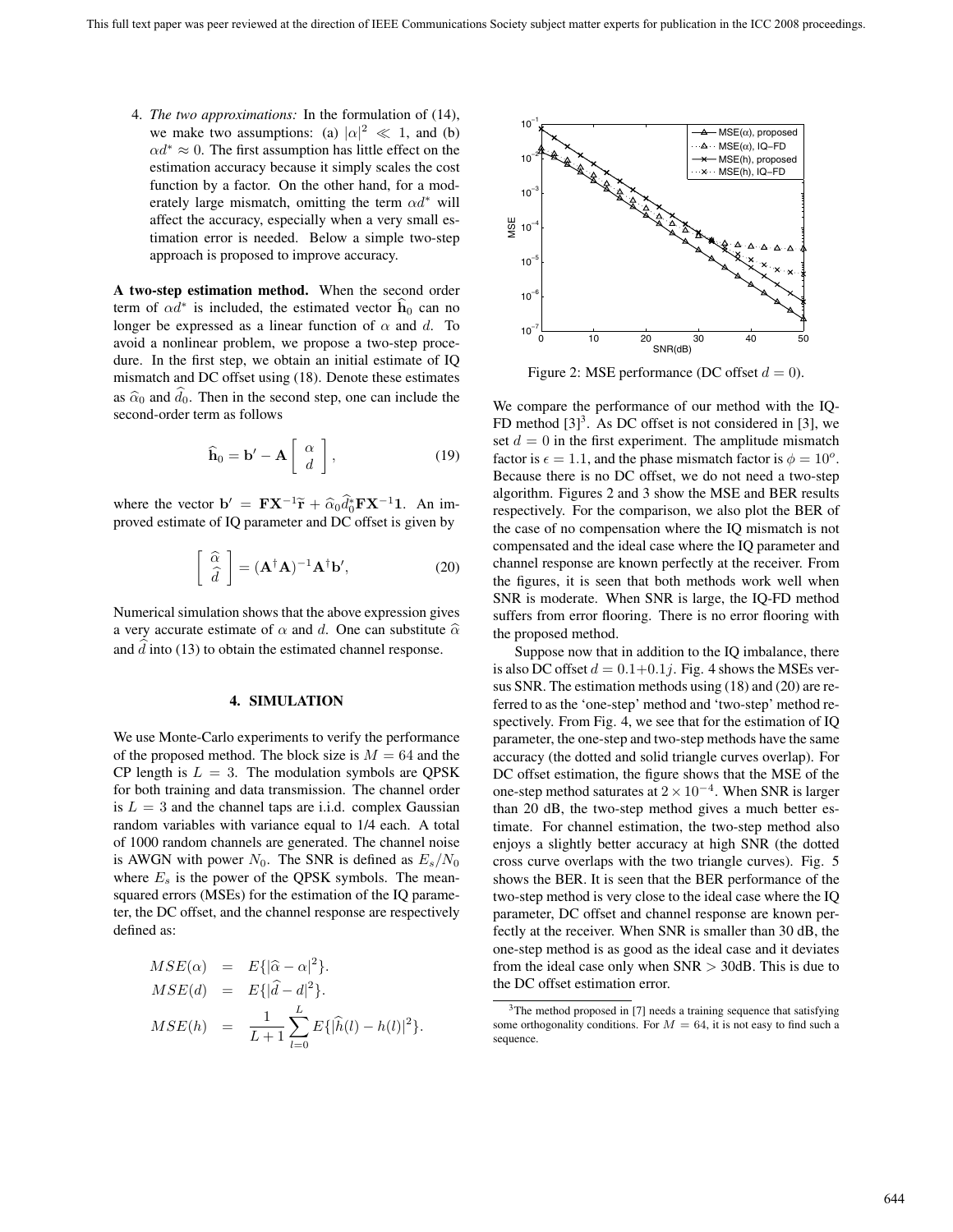4. *The two approximations:* In the formulation of (14), we make two assumptions: (a) $|\alpha|^2 \ll 1$, and (b) $\alpha d^* \approx 0$. The first assumption has little effect on the estimation accuracy because it simply scales the cost function by a factor. On the other hand, for a moderately large mismatch, omitting the term $\alpha d^*$ will affect the accuracy, especially when a very small estimation error is needed. Below a simple two-step approach is proposed to improve accuracy.

**A two-step estimation method.** When the second order term of $\alpha d^*$ is included, the estimated vector $\widehat{\mathbf{h}}_0$ can no longer be expressed as a linear function of $\alpha$ and $d$. To avoid a nonlinear problem, we propose a two-step procedure. In the first step, we obtain an initial estimate of IQ mismatch and DC offset using (18). Denote these estimates as $\widehat{\alpha}_0$ and $\widehat{d}_0$. Then in the second step, one can include the second-order term as follows

$$\widehat{\mathbf{h}}_0 = \mathbf{b}' - \mathbf{A} \begin{bmatrix} \alpha \\ d \end{bmatrix}, \tag{19}$$

where the vector $\mathbf{b}' = \mathbf{F}\mathbf{X}^{-1}\widetilde{\mathbf{r}} + \widehat{\alpha}_0 \widehat{d}_0^* \mathbf{F}\mathbf{X}^{-1}\mathbf{1}$. An improved estimate of IQ parameter and DC offset is given by

$$\begin{bmatrix} \widehat{\alpha} \\ \widehat{d} \end{bmatrix} = (\mathbf{A}^\dagger \mathbf{A})^{-1} \mathbf{A}^\dagger \mathbf{b}', \tag{20}$$

Numerical simulation shows that the above expression gives a very accurate estimate of $\alpha$ and $d$. One can substitute $\widehat{\alpha}$ and $\widehat{d}$ into (13) to obtain the estimated channel response.

## 4. SIMULATION

We use Monte-Carlo experiments to verify the performance of the proposed method. The block size is $M = 64$ and the CP length is $L = 3$. The modulation symbols are QPSK for both training and data transmission. The channel order is $L = 3$ and the channel taps are i.i.d. complex Gaussian random variables with variance equal to 1/4 each. A total of 1000 random channels are generated. The channel noise is AWGN with power $N_0$. The SNR is defined as $E_s/N_0$ where $E_s$ is the power of the QPSK symbols. The mean-squared errors (MSEs) for the estimation of the IQ parameter, the DC offset, and the channel response are respectively defined as:

$$\begin{aligned} MSE(\alpha) &= E\{|\widehat{\alpha} - \alpha|^2\}. \\ MSE(d) &= E\{|\widehat{d} - d|^2\}. \\ MSE(h) &= \frac{1}{L+1} \sum_{l=0}^{L} E\{|\widehat{h}(l) - h(l)|^2\}. \end{aligned}$$

Figure 2: MSE performance (DC offset $d = 0$).

We compare the performance of our method with the IQ-FD method [3][3]. As DC offset is not considered in [3], we set $d = 0$ in the first experiment. The amplitude mismatch factor is $\epsilon = 1.1$, and the phase mismatch factor is $\phi = 10^o$. Because there is no DC offset, we do not need a two-step algorithm. Figures 2 and 3 show the MSE and BER results respectively. For the comparison, we also plot the BER of the case of no compensation where the IQ mismatch is not compensated and the ideal case where the IQ parameter and channel response are known perfectly at the receiver. From the figures, it is seen that both methods work well when SNR is moderate. When SNR is large, the IQ-FD method suffers from error flooring. There is no error flooring with the proposed method.

Suppose now that in addition to the IQ imbalance, there is also DC offset $d = 0.1 + 0.1j$. Fig. 4 shows the MSEs versus SNR. The estimation methods using (18) and (20) are referred to as the 'one-step' method and 'two-step' method respectively. From Fig. 4, we see that for the estimation of IQ parameter, the one-step and two-step methods have the same accuracy (the dotted and solid triangle curves overlap). For DC offset estimation, the figure shows that the MSE of the one-step method saturates at $2 \times 10^{-4}$. When SNR is larger than 20 dB, the two-step method gives a much better estimate. For channel estimation, the two-step method also enjoys a slightly better accuracy at high SNR (the dotted cross curve overlaps with the two triangle curves). Fig. 5 shows the BER. It is seen that the BER performance of the two-step method is very close to the ideal case where the IQ parameter, DC offset and channel response are known perfectly at the receiver. When SNR is smaller than 30 dB, the one-step method is as good as the ideal case and it deviates from the ideal case only when SNR $> 30$dB. This is due to the DC offset estimation error.

[3] The method proposed in [7] needs a training sequence that satisfying some orthogonality conditions. For $M = 64$, it is not easy to find such a sequence.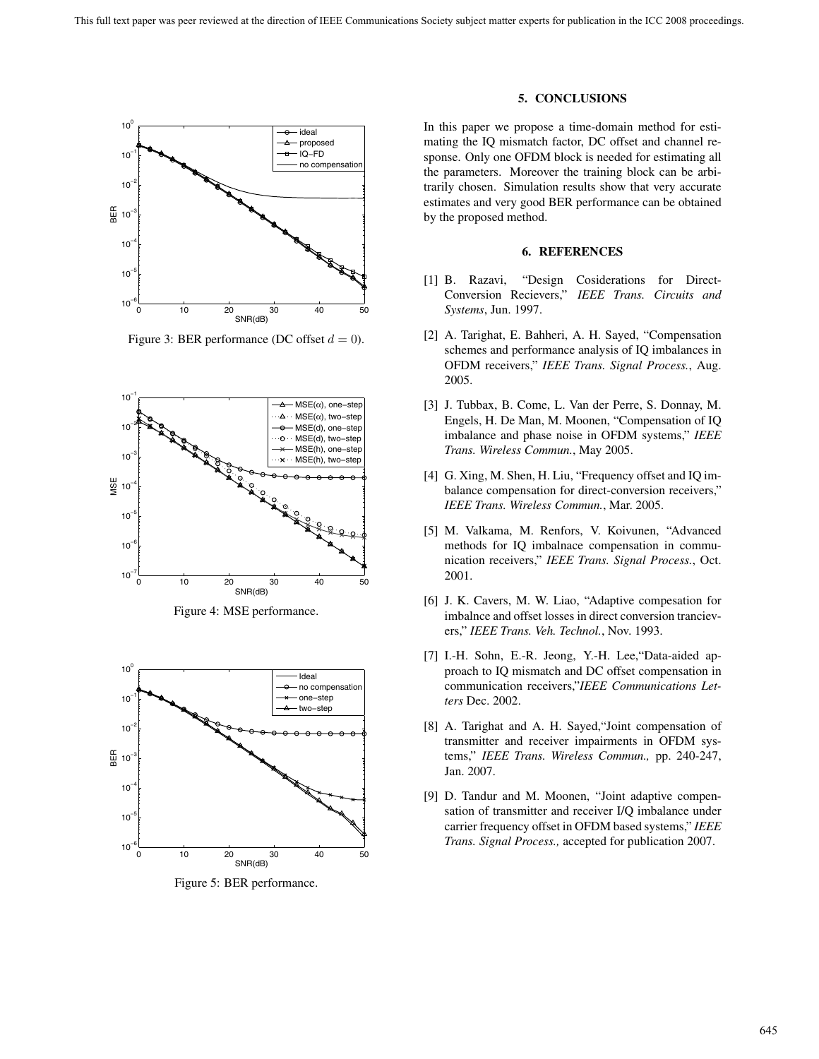BER

ideal
proposed
IQ−FD
no compensation

SNR(dB)

Figure 3: BER performance (DC offset $d = 0$).

MSE

MSE($\alpha$), one−step
MSE($\alpha$), two−step
MSE(d), one−step
MSE(d), two−step
MSE(h), one−step
MSE(h), two−step

SNR(dB)

Figure 4: MSE performance.

BER

Ideal
no compensation
one−step
two−step

SNR(dB)

Figure 5: BER performance.

## 5. CONCLUSIONS

In this paper we propose a time-domain method for estimating the IQ mismatch factor, DC offset and channel response. Only one OFDM block is needed for estimating all the parameters. Moreover the training block can be arbitrarily chosen. Simulation results show that very accurate estimates and very good BER performance can be obtained by the proposed method.

## 6. REFERENCES

[1] B. Razavi, "Design Cosiderations for Direct-Conversion Recievers," *IEEE Trans. Circuits and Systems*, Jun. 1997.

[2] A. Tarighat, E. Bahheri, A. H. Sayed, "Compensation schemes and performance analysis of IQ imbalances in OFDM receivers," *IEEE Trans. Signal Process.*, Aug. 2005.

[3] J. Tubbax, B. Come, L. Van der Perre, S. Donnay, M. Engels, H. De Man, M. Moonen, "Compensation of IQ imbalance and phase noise in OFDM systems," *IEEE Trans. Wireless Commun.*, May 2005.

[4] G. Xing, M. Shen, H. Liu, "Frequency offset and IQ imbalance compensation for direct-conversion receivers," *IEEE Trans. Wireless Commun.*, Mar. 2005.

[5] M. Valkama, M. Renfors, V. Koivunen, "Advanced methods for IQ imbalnace compensation in communication receivers," *IEEE Trans. Signal Process.*, Oct. 2001.

[6] J. K. Cavers, M. W. Liao, "Adaptive compesation for imbalnce and offset losses in direct conversion tranciev-ers," *IEEE Trans. Veh. Technol.*, Nov. 1993.

[7] I.-H. Sohn, E.-R. Jeong, Y.-H. Lee,"Data-aided approach to IQ mismatch and DC offset compensation in communication receivers,"*IEEE Communications Letters* Dec. 2002.

[8] A. Tarighat and A. H. Sayed,"Joint compensation of transmitter and receiver impairments in OFDM systems," *IEEE Trans. Wireless Commun.,* pp. 240-247, Jan. 2007.

[9] D. Tandur and M. Moonen, "Joint adaptive compensation of transmitter and receiver I/Q imbalance under carrier frequency offset in OFDM based systems," *IEEE Trans. Signal Process.,* accepted for publication 2007.